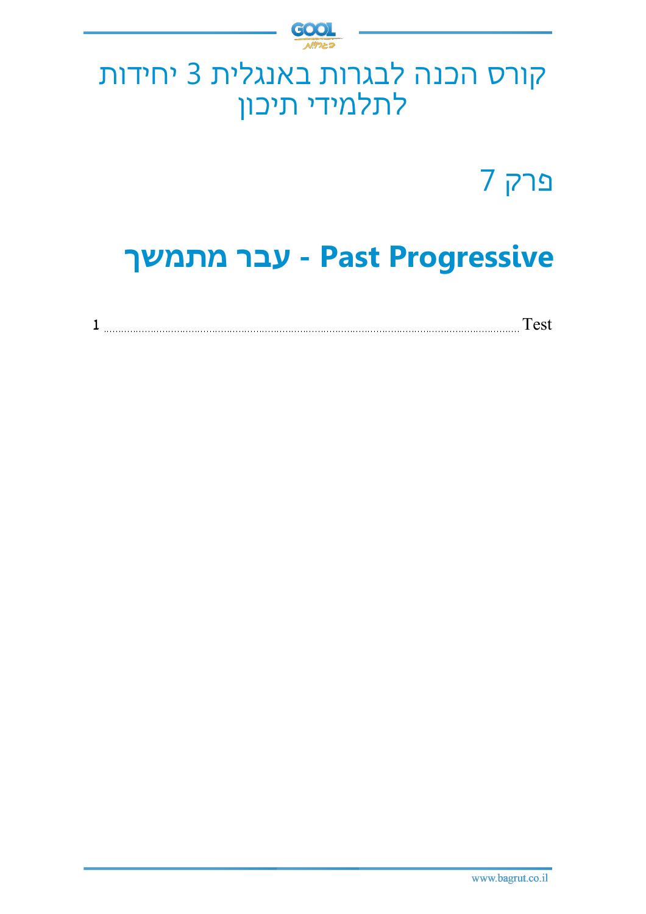# קורס הכנה לבגרות באנגלית 3 יחידות לתלמידי תיכון

## פרק 7

# Past Progressive - עבר מתמשך

Test ........................................................................................................................................ 1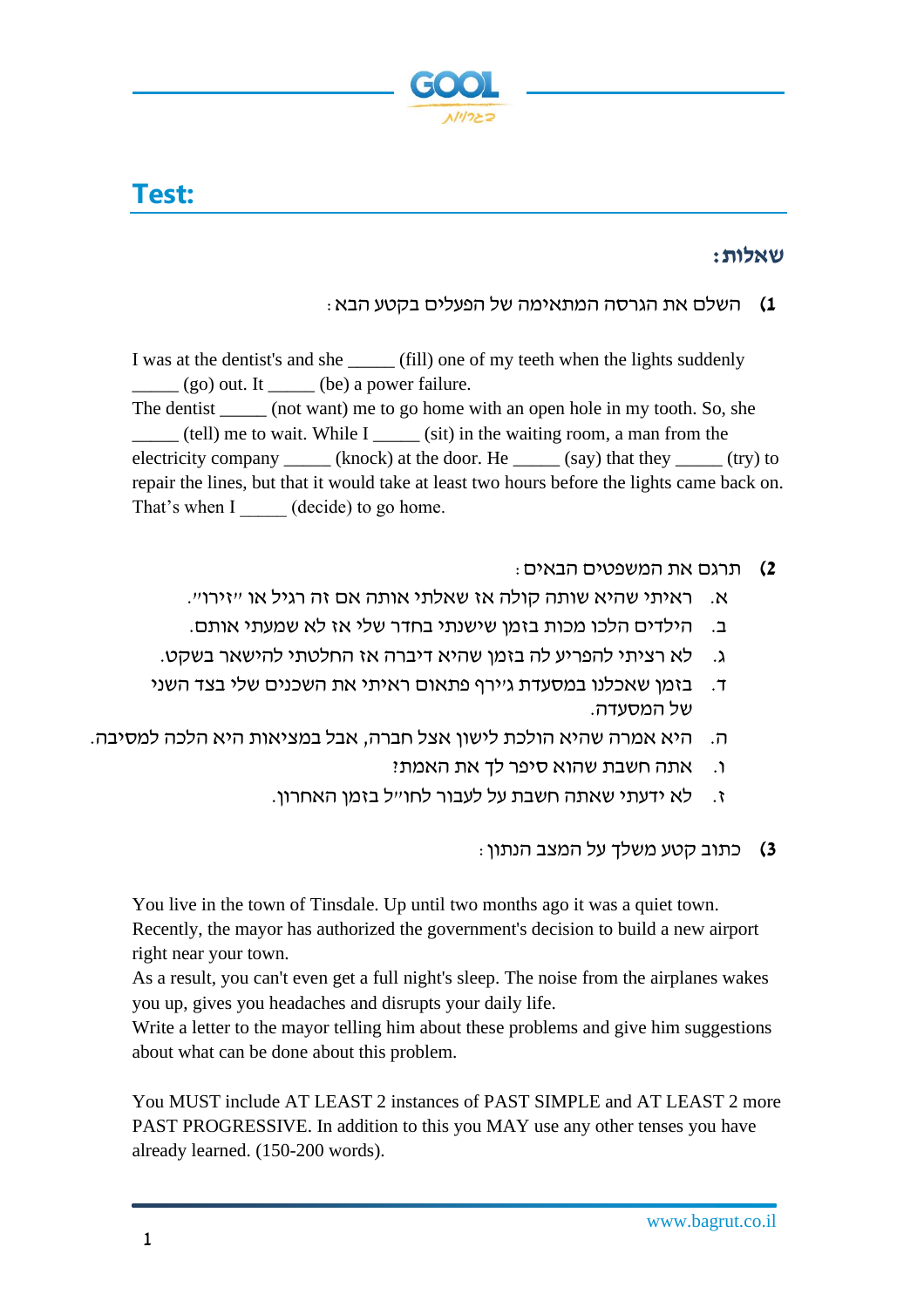## Test:

### שאלות:

**1)** השלם את הגרסה המתאימה של הפעלים בקטע הבא:

I was at the dentist's and she _____ (fill) one of my teeth when the lights suddenly _____ (go) out. It _____ (be) a power failure.
The dentist _____ (not want) me to go home with an open hole in my tooth. So, she _____ (tell) me to wait. While I _____ (sit) in the waiting room, a man from the electricity company _____ (knock) at the door. He _____ (say) that they _____ (try) to repair the lines, but that it would take at least two hours before the lights came back on. That's when I _____ (decide) to go home.

**2)** תרגם את המשפטים הבאים:

א. ראיתי שהיא שותה קולה אז שאלתי אותה אם זה רגיל או "זירו".
ב. הילדים הלכו מכות בזמן שישנתי בחדר שלי אז לא שמעתי אותם.
ג. לא רציתי להפריע לה בזמן שהיא דיברה אז החלטתי להישאר בשקט.
ד. בזמן שאכלנו במסעדת ג'ירף פתאום ראיתי את השכנים שלי בצד השני של המסעדה.
ה. היא אמרה שהיא הולכת לישון אצל חברה, אבל במציאות היא הלכה למסיבה.
ו. אתה חשבת שהוא סיפר לך את האמת?
ז. לא ידעתי שאתה חשבת על לעבור לחו"ל בזמן האחרון.

**3)** כתוב קטע משלך על המצב הנתון:

You live in the town of Tinsdale. Up until two months ago it was a quiet town. Recently, the mayor has authorized the government's decision to build a new airport right near your town.
As a result, you can't even get a full night's sleep. The noise from the airplanes wakes you up, gives you headaches and disrupts your daily life.
Write a letter to the mayor telling him about these problems and give him suggestions about what can be done about this problem.

You MUST include AT LEAST 2 instances of PAST SIMPLE and AT LEAST 2 more PAST PROGRESSIVE. In addition to this you MAY use any other tenses you have already learned. (150-200 words).